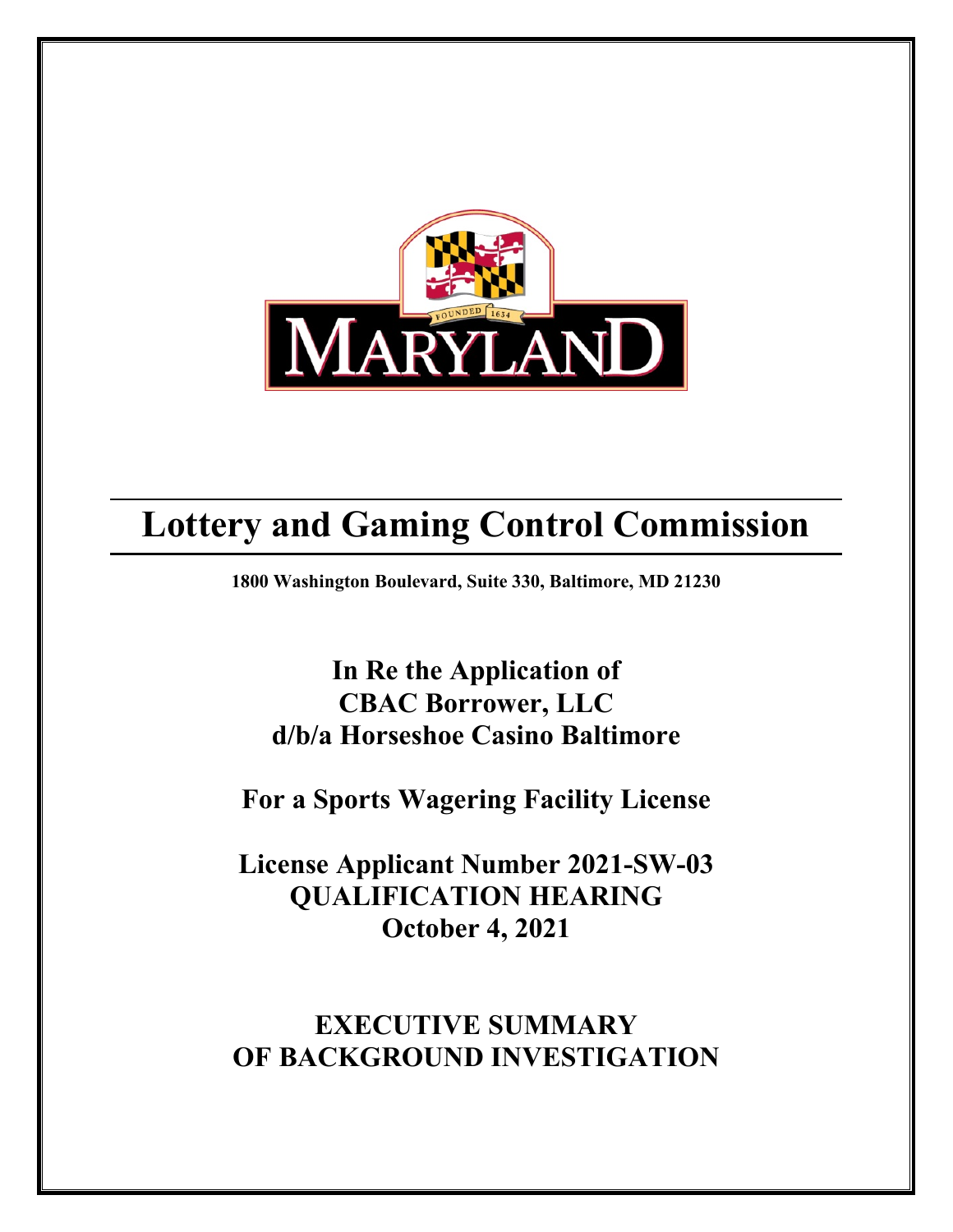# Lottery and Gaming Control Commission

**1800 Washington Boulevard, Suite 330, Baltimore, MD 21230**

## In Re the Application of
## CBAC Borrower, LLC
## d/b/a Horseshoe Casino Baltimore

## For a Sports Wagering Facility License

## License Applicant Number 2021-SW-03
## QUALIFICATION HEARING
## October 4, 2021

## EXECUTIVE SUMMARY
## OF BACKGROUND INVESTIGATION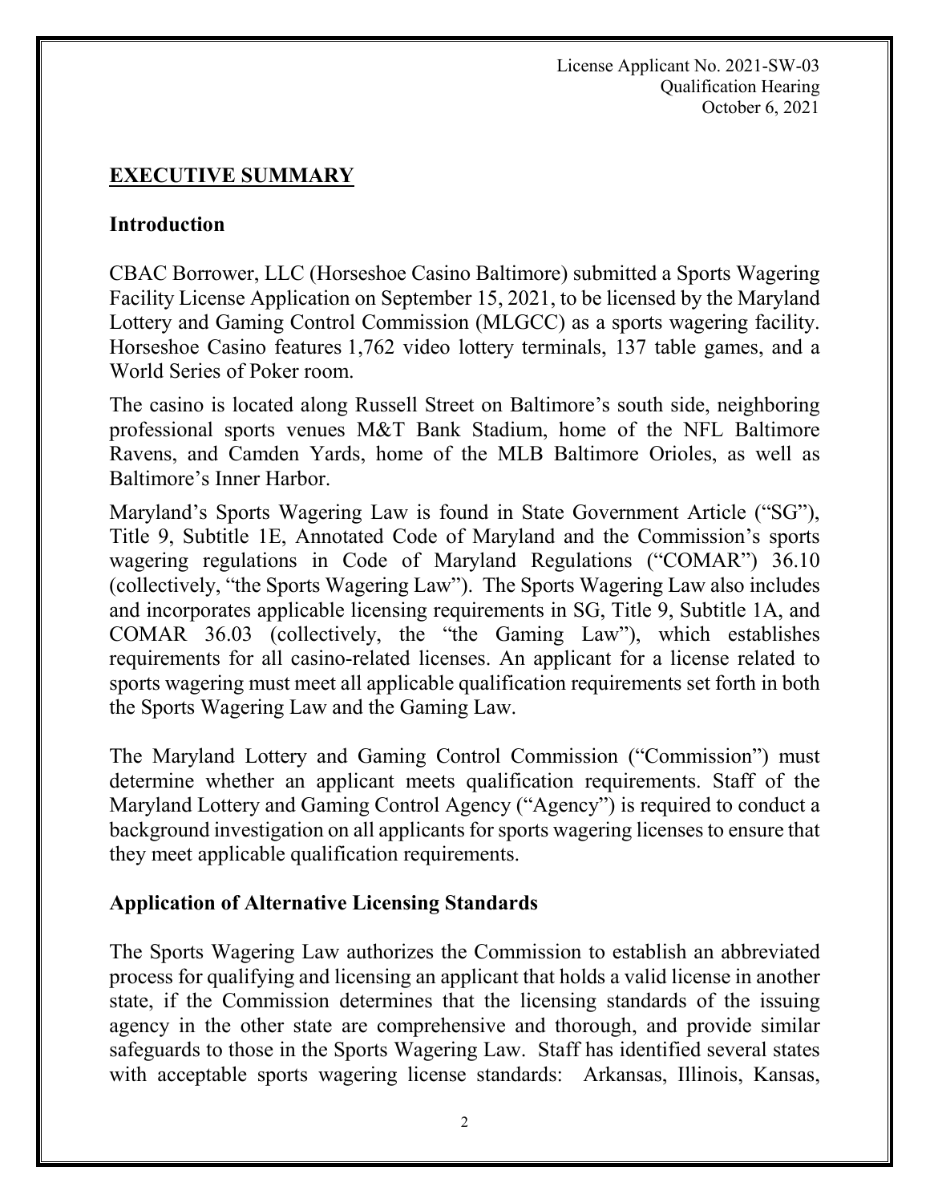License Applicant No. 2021-SW-03
Qualification Hearing
October 6, 2021

## EXECUTIVE SUMMARY

### Introduction

CBAC Borrower, LLC (Horseshoe Casino Baltimore) submitted a Sports Wagering Facility License Application on September 15, 2021, to be licensed by the Maryland Lottery and Gaming Control Commission (MLGCC) as a sports wagering facility. Horseshoe Casino features 1,762 video lottery terminals, 137 table games, and a World Series of Poker room.

The casino is located along Russell Street on Baltimore's south side, neighboring professional sports venues M&T Bank Stadium, home of the NFL Baltimore Ravens, and Camden Yards, home of the MLB Baltimore Orioles, as well as Baltimore's Inner Harbor.

Maryland's Sports Wagering Law is found in State Government Article ("SG"), Title 9, Subtitle 1E, Annotated Code of Maryland and the Commission's sports wagering regulations in Code of Maryland Regulations ("COMAR") 36.10 (collectively, "the Sports Wagering Law"). The Sports Wagering Law also includes and incorporates applicable licensing requirements in SG, Title 9, Subtitle 1A, and COMAR 36.03 (collectively, the "the Gaming Law"), which establishes requirements for all casino-related licenses. An applicant for a license related to sports wagering must meet all applicable qualification requirements set forth in both the Sports Wagering Law and the Gaming Law.

The Maryland Lottery and Gaming Control Commission ("Commission") must determine whether an applicant meets qualification requirements. Staff of the Maryland Lottery and Gaming Control Agency ("Agency") is required to conduct a background investigation on all applicants for sports wagering licenses to ensure that they meet applicable qualification requirements.

### Application of Alternative Licensing Standards

The Sports Wagering Law authorizes the Commission to establish an abbreviated process for qualifying and licensing an applicant that holds a valid license in another state, if the Commission determines that the licensing standards of the issuing agency in the other state are comprehensive and thorough, and provide similar safeguards to those in the Sports Wagering Law. Staff has identified several states with acceptable sports wagering license standards: Arkansas, Illinois, Kansas,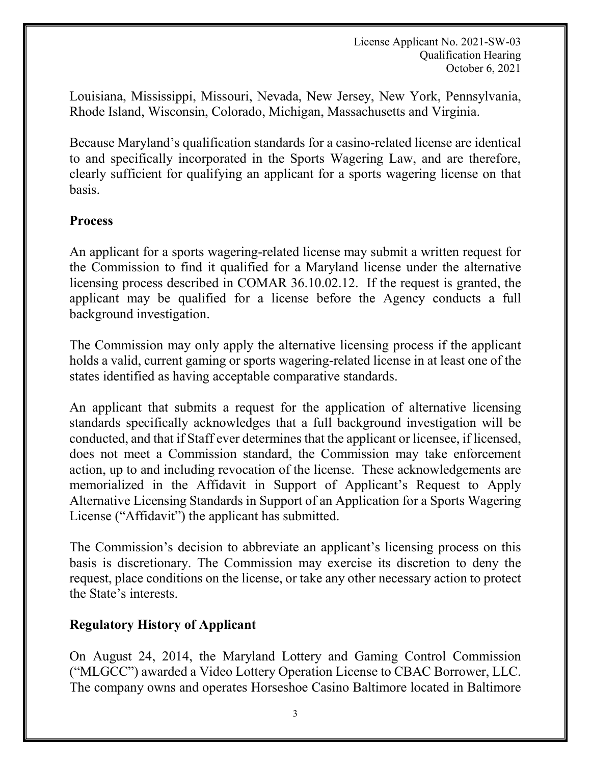Louisiana, Mississippi, Missouri, Nevada, New Jersey, New York, Pennsylvania, Rhode Island, Wisconsin, Colorado, Michigan, Massachusetts and Virginia.

Because Maryland's qualification standards for a casino-related license are identical to and specifically incorporated in the Sports Wagering Law, and are therefore, clearly sufficient for qualifying an applicant for a sports wagering license on that basis.

## Process

An applicant for a sports wagering-related license may submit a written request for the Commission to find it qualified for a Maryland license under the alternative licensing process described in COMAR 36.10.02.12. If the request is granted, the applicant may be qualified for a license before the Agency conducts a full background investigation.

The Commission may only apply the alternative licensing process if the applicant holds a valid, current gaming or sports wagering-related license in at least one of the states identified as having acceptable comparative standards.

An applicant that submits a request for the application of alternative licensing standards specifically acknowledges that a full background investigation will be conducted, and that if Staff ever determines that the applicant or licensee, if licensed, does not meet a Commission standard, the Commission may take enforcement action, up to and including revocation of the license. These acknowledgements are memorialized in the Affidavit in Support of Applicant's Request to Apply Alternative Licensing Standards in Support of an Application for a Sports Wagering License ("Affidavit") the applicant has submitted.

The Commission's decision to abbreviate an applicant's licensing process on this basis is discretionary. The Commission may exercise its discretion to deny the request, place conditions on the license, or take any other necessary action to protect the State's interests.

## Regulatory History of Applicant

On August 24, 2014, the Maryland Lottery and Gaming Control Commission ("MLGCC") awarded a Video Lottery Operation License to CBAC Borrower, LLC. The company owns and operates Horseshoe Casino Baltimore located in Baltimore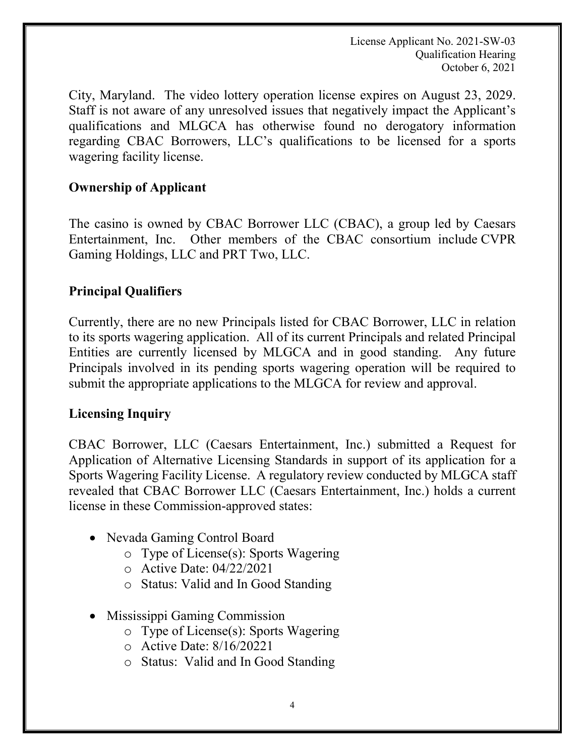City, Maryland. The video lottery operation license expires on August 23, 2029. Staff is not aware of any unresolved issues that negatively impact the Applicant's qualifications and MLGCA has otherwise found no derogatory information regarding CBAC Borrowers, LLC's qualifications to be licensed for a sports wagering facility license.

## Ownership of Applicant

The casino is owned by CBAC Borrower LLC (CBAC), a group led by Caesars Entertainment, Inc. Other members of the CBAC consortium include CVPR Gaming Holdings, LLC and PRT Two, LLC.

## Principal Qualifiers

Currently, there are no new Principals listed for CBAC Borrower, LLC in relation to its sports wagering application. All of its current Principals and related Principal Entities are currently licensed by MLGCA and in good standing. Any future Principals involved in its pending sports wagering operation will be required to submit the appropriate applications to the MLGCA for review and approval.

## Licensing Inquiry

CBAC Borrower, LLC (Caesars Entertainment, Inc.) submitted a Request for Application of Alternative Licensing Standards in support of its application for a Sports Wagering Facility License. A regulatory review conducted by MLGCA staff revealed that CBAC Borrower LLC (Caesars Entertainment, Inc.) holds a current license in these Commission-approved states:

- Nevada Gaming Control Board
  - Type of License(s): Sports Wagering
  - Active Date: 04/22/2021
  - Status: Valid and In Good Standing
- Mississippi Gaming Commission
  - Type of License(s): Sports Wagering
  - Active Date: 8/16/20221
  - Status: Valid and In Good Standing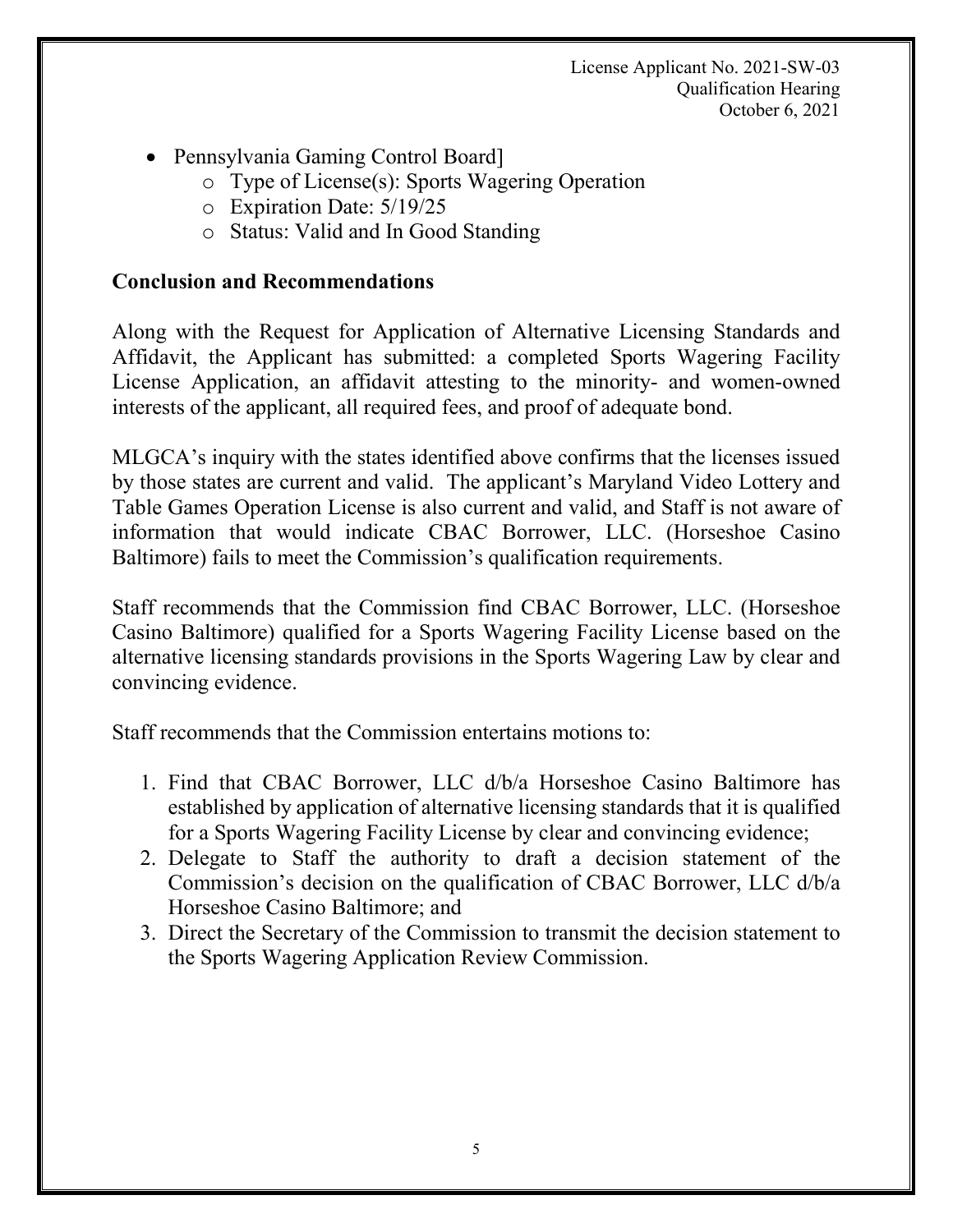- Pennsylvania Gaming Control Board]
  - Type of License(s): Sports Wagering Operation
  - Expiration Date: 5/19/25
  - Status: Valid and In Good Standing

**Conclusion and Recommendations**

Along with the Request for Application of Alternative Licensing Standards and Affidavit, the Applicant has submitted: a completed Sports Wagering Facility License Application, an affidavit attesting to the minority- and women-owned interests of the applicant, all required fees, and proof of adequate bond.

MLGCA's inquiry with the states identified above confirms that the licenses issued by those states are current and valid. The applicant's Maryland Video Lottery and Table Games Operation License is also current and valid, and Staff is not aware of information that would indicate CBAC Borrower, LLC. (Horseshoe Casino Baltimore) fails to meet the Commission's qualification requirements.

Staff recommends that the Commission find CBAC Borrower, LLC. (Horseshoe Casino Baltimore) qualified for a Sports Wagering Facility License based on the alternative licensing standards provisions in the Sports Wagering Law by clear and convincing evidence.

Staff recommends that the Commission entertains motions to:

1. Find that CBAC Borrower, LLC d/b/a Horseshoe Casino Baltimore has established by application of alternative licensing standards that it is qualified for a Sports Wagering Facility License by clear and convincing evidence;
2. Delegate to Staff the authority to draft a decision statement of the Commission's decision on the qualification of CBAC Borrower, LLC d/b/a Horseshoe Casino Baltimore; and
3. Direct the Secretary of the Commission to transmit the decision statement to the Sports Wagering Application Review Commission.